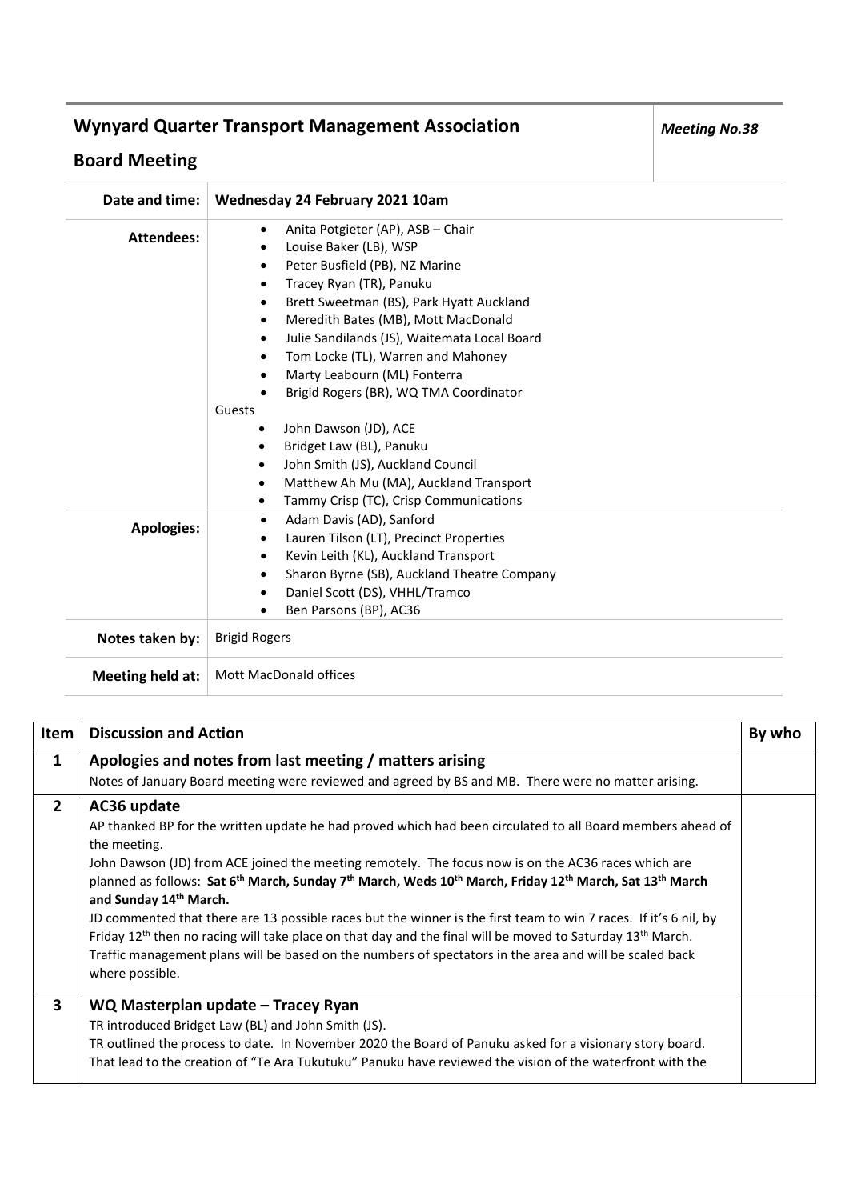# Wynyard Quarter Transport Management Association

## Board Meeting

*Meeting No.38*

| | |
|---|---|
| **Date and time:** | **Wednesday 24 February 2021 10am** |
| **Attendees:** | • Anita Potgieter (AP), ASB – Chair<br>• Louise Baker (LB), WSP<br>• Peter Busfield (PB), NZ Marine<br>• Tracey Ryan (TR), Panuku<br>• Brett Sweetman (BS), Park Hyatt Auckland<br>• Meredith Bates (MB), Mott MacDonald<br>• Julie Sandilands (JS), Waitemata Local Board<br>• Tom Locke (TL), Warren and Mahoney<br>• Marty Leabourn (ML) Fonterra<br>• Brigid Rogers (BR), WQ TMA Coordinator<br>Guests<br>• John Dawson (JD), ACE<br>• Bridget Law (BL), Panuku<br>• John Smith (JS), Auckland Council<br>• Matthew Ah Mu (MA), Auckland Transport<br>• Tammy Crisp (TC), Crisp Communications |
| **Apologies:** | • Adam Davis (AD), Sanford<br>• Lauren Tilson (LT), Precinct Properties<br>• Kevin Leith (KL), Auckland Transport<br>• Sharon Byrne (SB), Auckland Theatre Company<br>• Daniel Scott (DS), VHHL/Tramco<br>• Ben Parsons (BP), AC36 |
| **Notes taken by:** | Brigid Rogers |
| **Meeting held at:** | Mott MacDonald offices |

| Item | Discussion and Action | By who |
|---|---|---|
| **1** | **Apologies and notes from last meeting / matters arising**<br>Notes of January Board meeting were reviewed and agreed by BS and MB. There were no matter arising. | |
| **2** | **AC36 update**<br>AP thanked BP for the written update he had proved which had been circulated to all Board members ahead of the meeting.<br>John Dawson (JD) from ACE joined the meeting remotely. The focus now is on the AC36 races which are planned as follows: **Sat 6th March, Sunday 7th March, Weds 10th March, Friday 12th March, Sat 13th March and Sunday 14th March.**<br>JD commented that there are 13 possible races but the winner is the first team to win 7 races. If it's 6 nil, by Friday 12th then no racing will take place on that day and the final will be moved to Saturday 13th March.<br>Traffic management plans will be based on the numbers of spectators in the area and will be scaled back where possible. | |
| **3** | **WQ Masterplan update – Tracey Ryan**<br>TR introduced Bridget Law (BL) and John Smith (JS).<br>TR outlined the process to date. In November 2020 the Board of Panuku asked for a visionary story board. That lead to the creation of "Te Ara Tukutuku" Panuku have reviewed the vision of the waterfront with the | |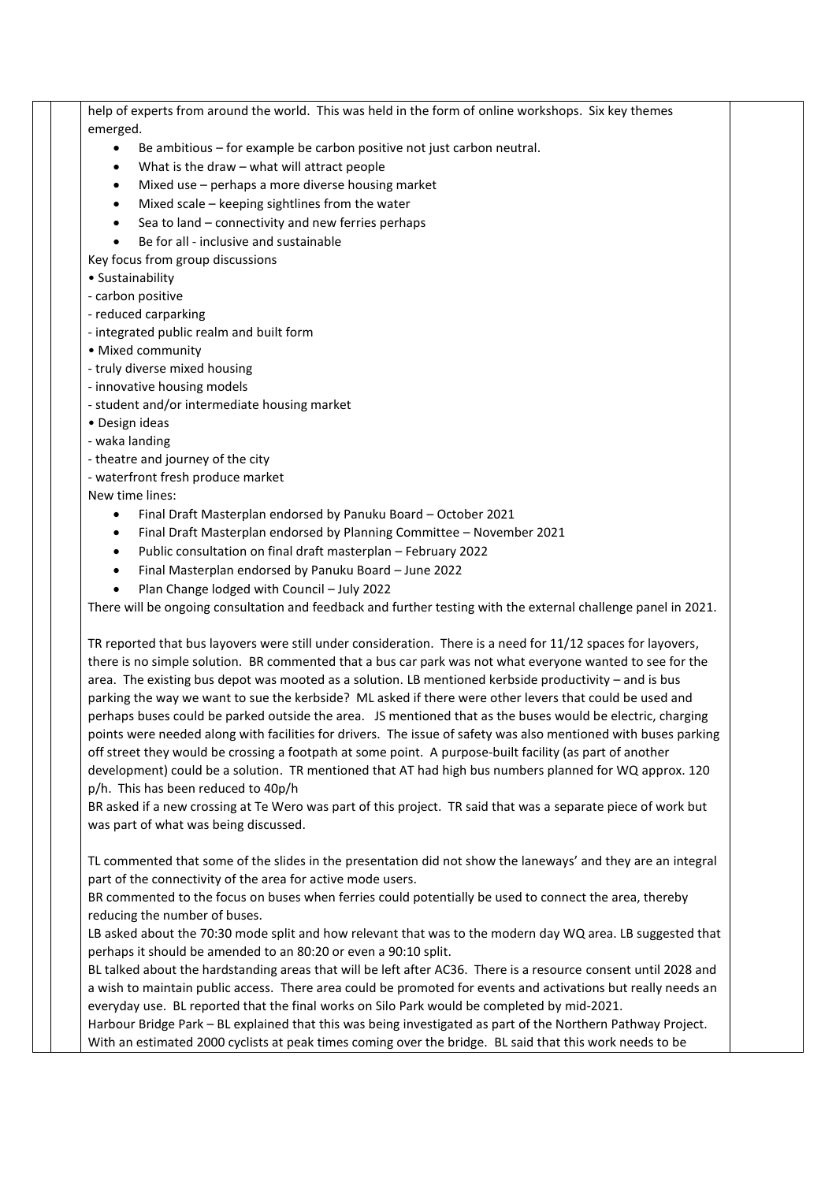help of experts from around the world. This was held in the form of online workshops. Six key themes emerged.

- Be ambitious – for example be carbon positive not just carbon neutral.
- What is the draw – what will attract people
- Mixed use – perhaps a more diverse housing market
- Mixed scale – keeping sightlines from the water
- Sea to land – connectivity and new ferries perhaps
- Be for all - inclusive and sustainable

Key focus from group discussions

• Sustainability
- carbon positive
- reduced carparking
- integrated public realm and built form

• Mixed community
- truly diverse mixed housing
- innovative housing models
- student and/or intermediate housing market

• Design ideas
- waka landing
- theatre and journey of the city
- waterfront fresh produce market

New time lines:

- Final Draft Masterplan endorsed by Panuku Board – October 2021
- Final Draft Masterplan endorsed by Planning Committee – November 2021
- Public consultation on final draft masterplan – February 2022
- Final Masterplan endorsed by Panuku Board – June 2022
- Plan Change lodged with Council – July 2022

There will be ongoing consultation and feedback and further testing with the external challenge panel in 2021.

TR reported that bus layovers were still under consideration. There is a need for 11/12 spaces for layovers, there is no simple solution. BR commented that a bus car park was not what everyone wanted to see for the area. The existing bus depot was mooted as a solution. LB mentioned kerbside productivity – and is bus parking the way we want to sue the kerbside? ML asked if there were other levers that could be used and perhaps buses could be parked outside the area. JS mentioned that as the buses would be electric, charging points were needed along with facilities for drivers. The issue of safety was also mentioned with buses parking off street they would be crossing a footpath at some point. A purpose-built facility (as part of another development) could be a solution. TR mentioned that AT had high bus numbers planned for WQ approx. 120 p/h. This has been reduced to 40p/h

BR asked if a new crossing at Te Wero was part of this project. TR said that was a separate piece of work but was part of what was being discussed.

TL commented that some of the slides in the presentation did not show the laneways' and they are an integral part of the connectivity of the area for active mode users.

BR commented to the focus on buses when ferries could potentially be used to connect the area, thereby reducing the number of buses.

LB asked about the 70:30 mode split and how relevant that was to the modern day WQ area. LB suggested that perhaps it should be amended to an 80:20 or even a 90:10 split.

BL talked about the hardstanding areas that will be left after AC36. There is a resource consent until 2028 and a wish to maintain public access. There area could be promoted for events and activations but really needs an everyday use. BL reported that the final works on Silo Park would be completed by mid-2021.

Harbour Bridge Park – BL explained that this was being investigated as part of the Northern Pathway Project. With an estimated 2000 cyclists at peak times coming over the bridge. BL said that this work needs to be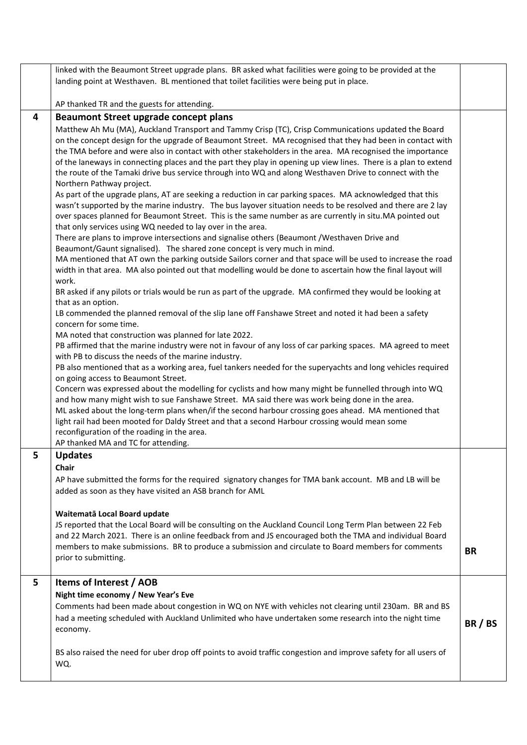| | | |
|---|---|---|
| | linked with the Beaumont Street upgrade plans. BR asked what facilities were going to be provided at the landing point at Westhaven. BL mentioned that toilet facilities were being put in place.<br><br>AP thanked TR and the guests for attending. | |
| **4** | **Beaumont Street upgrade concept plans**<br>Matthew Ah Mu (MA), Auckland Transport and Tammy Crisp (TC), Crisp Communications updated the Board on the concept design for the upgrade of Beaumont Street. MA recognised that they had been in contact with the TMA before and were also in contact with other stakeholders in the area. MA recognised the importance of the laneways in connecting places and the part they play in opening up view lines. There is a plan to extend the route of the Tamaki drive bus service through into WQ and along Westhaven Drive to connect with the Northern Pathway project.<br>As part of the upgrade plans, AT are seeking a reduction in car parking spaces. MA acknowledged that this wasn't supported by the marine industry. The bus layover situation needs to be resolved and there are 2 lay over spaces planned for Beaumont Street. This is the same number as are currently in situ.MA pointed out that only services using WQ needed to lay over in the area.<br>There are plans to improve intersections and signalise others (Beaumont /Westhaven Drive and Beaumont/Gaunt signalised). The shared zone concept is very much in mind.<br>MA mentioned that AT own the parking outside Sailors corner and that space will be used to increase the road width in that area. MA also pointed out that modelling would be done to ascertain how the final layout will work.<br>BR asked if any pilots or trials would be run as part of the upgrade. MA confirmed they would be looking at that as an option.<br>LB commended the planned removal of the slip lane off Fanshawe Street and noted it had been a safety concern for some time.<br>MA noted that construction was planned for late 2022.<br>PB affirmed that the marine industry were not in favour of any loss of car parking spaces. MA agreed to meet with PB to discuss the needs of the marine industry.<br>PB also mentioned that as a working area, fuel tankers needed for the superyachts and long vehicles required on going access to Beaumont Street.<br>Concern was expressed about the modelling for cyclists and how many might be funnelled through into WQ and how many might wish to sue Fanshawe Street. MA said there was work being done in the area.<br>ML asked about the long-term plans when/if the second harbour crossing goes ahead. MA mentioned that light rail had been mooted for Daldy Street and that a second Harbour crossing would mean some reconfiguration of the roading in the area.<br>AP thanked MA and TC for attending. | |
| **5** | **Updates**<br>**Chair**<br>AP have submitted the forms for the required signatory changes for TMA bank account. MB and LB will be added as soon as they have visited an ASB branch for AML<br><br>**Waitematā Local Board update**<br>JS reported that the Local Board will be consulting on the Auckland Council Long Term Plan between 22 Feb and 22 March 2021. There is an online feedback from and JS encouraged both the TMA and individual Board members to make submissions. BR to produce a submission and circulate to Board members for comments prior to submitting. | **BR** |
| **5** | **Items of Interest / AOB**<br>**Night time economy / New Year's Eve**<br>Comments had been made about congestion in WQ on NYE with vehicles not clearing until 230am. BR and BS had a meeting scheduled with Auckland Unlimited who have undertaken some research into the night time economy.<br><br>BS also raised the need for uber drop off points to avoid traffic congestion and improve safety for all users of WQ. | **BR / BS** |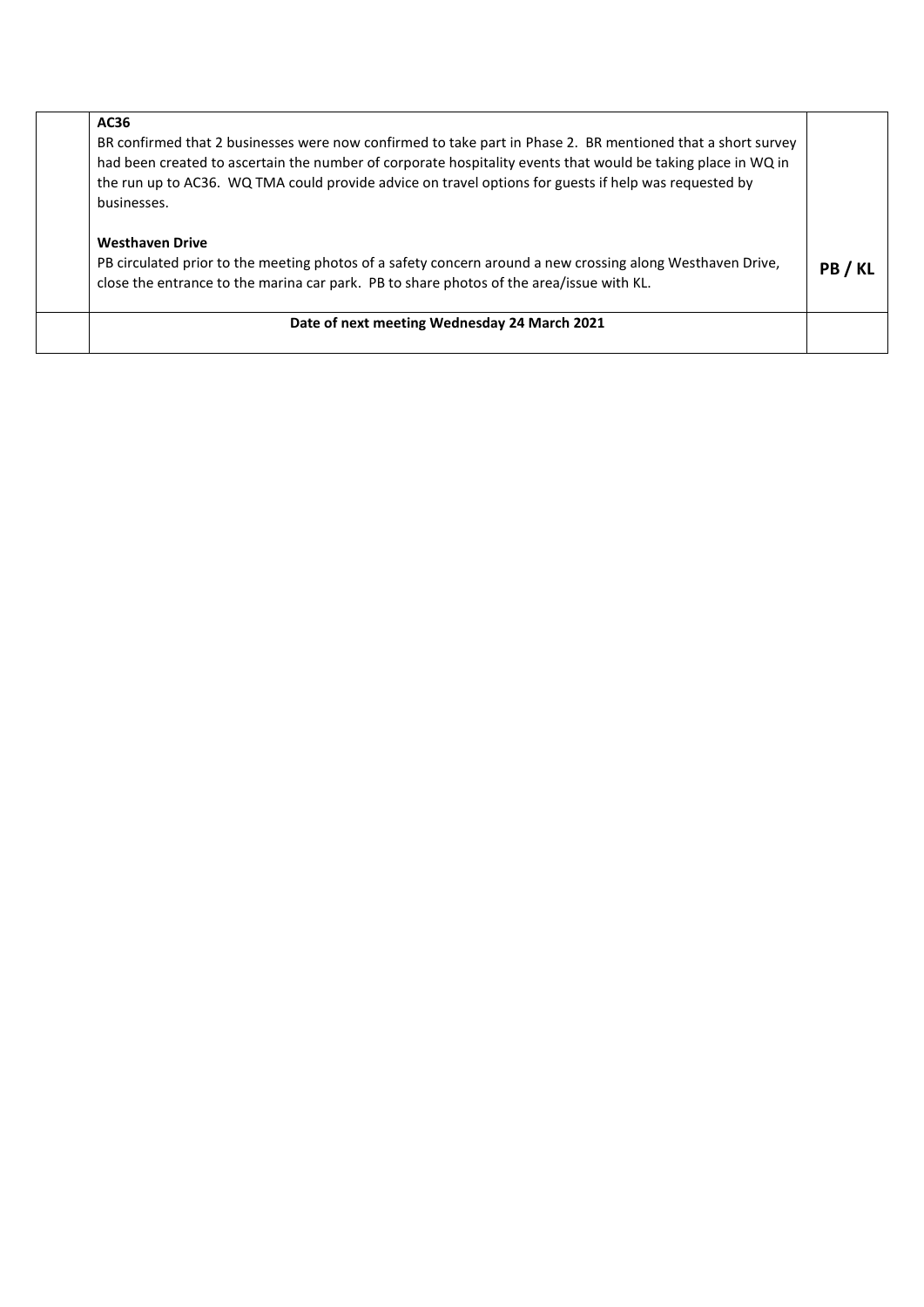| | | |
|---|---|---|
| | **AC36**<br>BR confirmed that 2 businesses were now confirmed to take part in Phase 2. BR mentioned that a short survey had been created to ascertain the number of corporate hospitality events that would be taking place in WQ in the run up to AC36. WQ TMA could provide advice on travel options for guests if help was requested by businesses.<br><br>**Westhaven Drive**<br>PB circulated prior to the meeting photos of a safety concern around a new crossing along Westhaven Drive, close the entrance to the marina car park. PB to share photos of the area/issue with KL. | **PB / KL** |
| | **Date of next meeting Wednesday 24 March 2021** | |